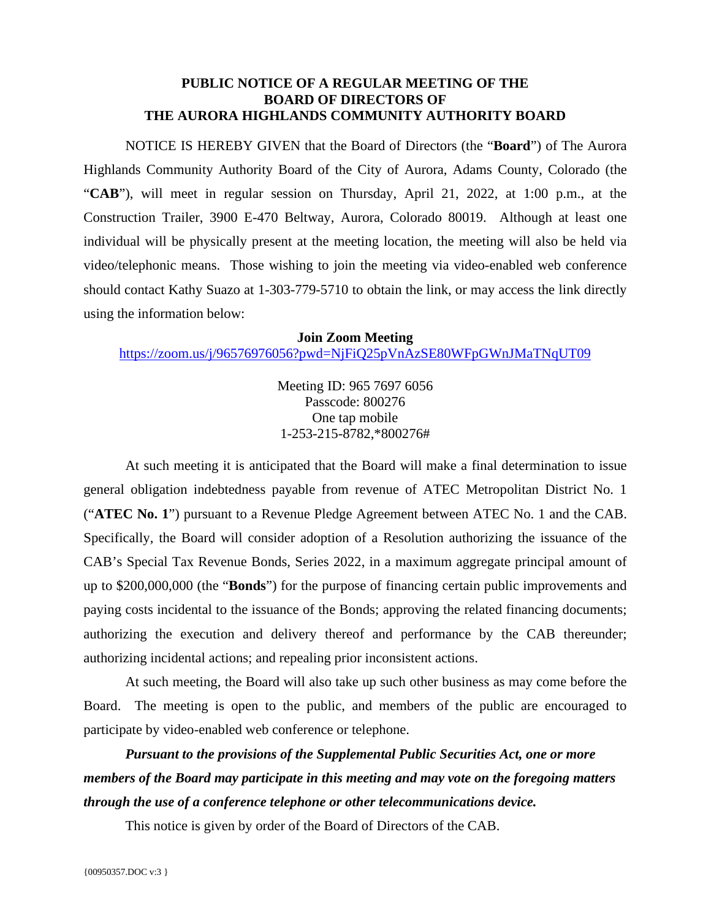**PUBLIC NOTICE OF A REGULAR MEETING OF THE BOARD OF DIRECTORS OF THE AURORA HIGHLANDS COMMUNITY AUTHORITY BOARD**

NOTICE IS HEREBY GIVEN that the Board of Directors (the "**Board**") of The Aurora Highlands Community Authority Board of the City of Aurora, Adams County, Colorado (the "**CAB**"), will meet in regular session on Thursday, April 21, 2022, at 1:00 p.m., at the Construction Trailer, 3900 E-470 Beltway, Aurora, Colorado 80019. Although at least one individual will be physically present at the meeting location, the meeting will also be held via video/telephonic means. Those wishing to join the meeting via video-enabled web conference should contact Kathy Suazo at 1-303-779-5710 to obtain the link, or may access the link directly using the information below:

**Join Zoom Meeting**
https://zoom.us/j/96576976056?pwd=NjFiQ25pVnAzSE80WFpGWnJMaTNqUT09

Meeting ID: 965 7697 6056
Passcode: 800276
One tap mobile
1-253-215-8782,*800276#

At such meeting it is anticipated that the Board will make a final determination to issue general obligation indebtedness payable from revenue of ATEC Metropolitan District No. 1 ("**ATEC No. 1**") pursuant to a Revenue Pledge Agreement between ATEC No. 1 and the CAB. Specifically, the Board will consider adoption of a Resolution authorizing the issuance of the CAB's Special Tax Revenue Bonds, Series 2022, in a maximum aggregate principal amount of up to $200,000,000 (the "**Bonds**") for the purpose of financing certain public improvements and paying costs incidental to the issuance of the Bonds; approving the related financing documents; authorizing the execution and delivery thereof and performance by the CAB thereunder; authorizing incidental actions; and repealing prior inconsistent actions.

At such meeting, the Board will also take up such other business as may come before the Board. The meeting is open to the public, and members of the public are encouraged to participate by video-enabled web conference or telephone.

***Pursuant to the provisions of the Supplemental Public Securities Act, one or more members of the Board may participate in this meeting and may vote on the foregoing matters through the use of a conference telephone or other telecommunications device.***

This notice is given by order of the Board of Directors of the CAB.

{00950357.DOC v:3 }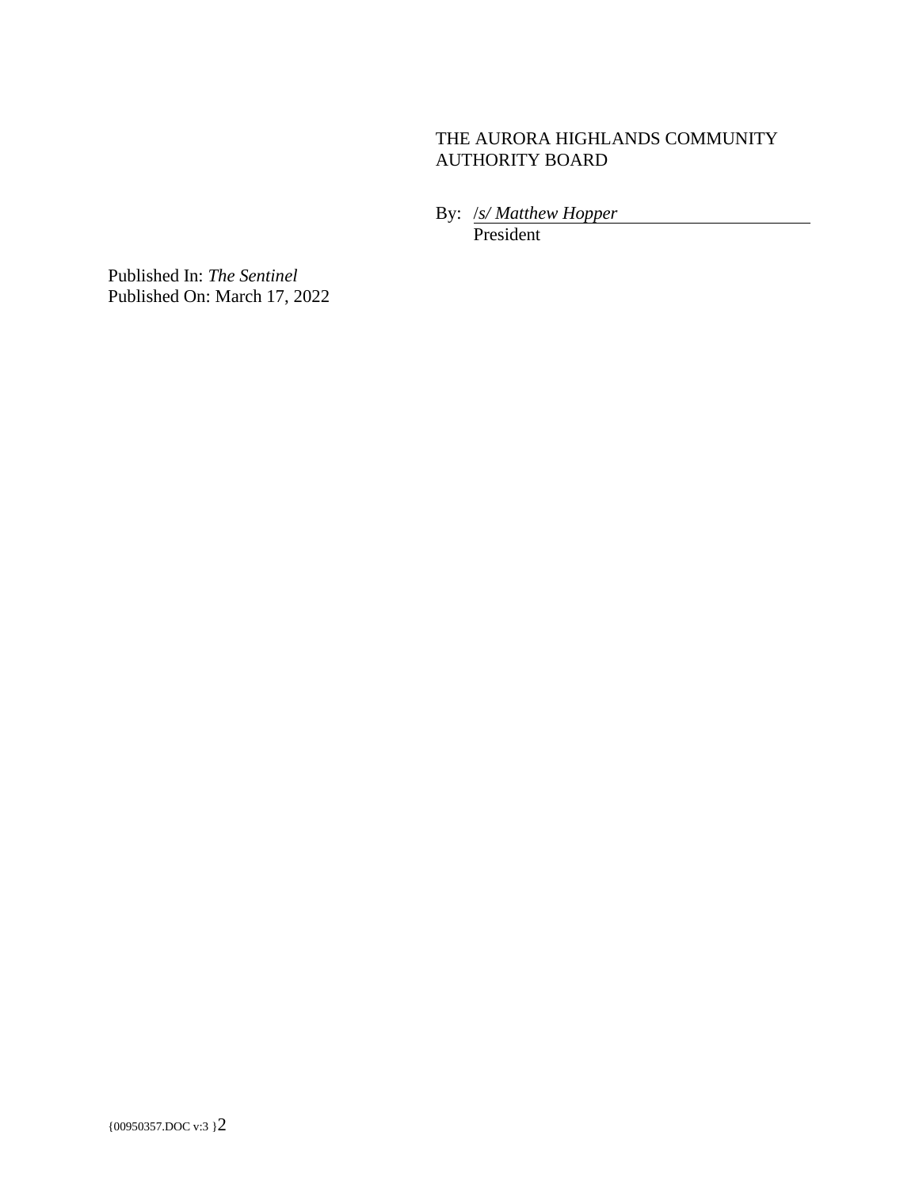THE AURORA HIGHLANDS COMMUNITY AUTHORITY BOARD

By: */s/ Matthew Hopper*
President

Published In: *The Sentinel*
Published On: March 17, 2022

{00950357.DOC v:3 }